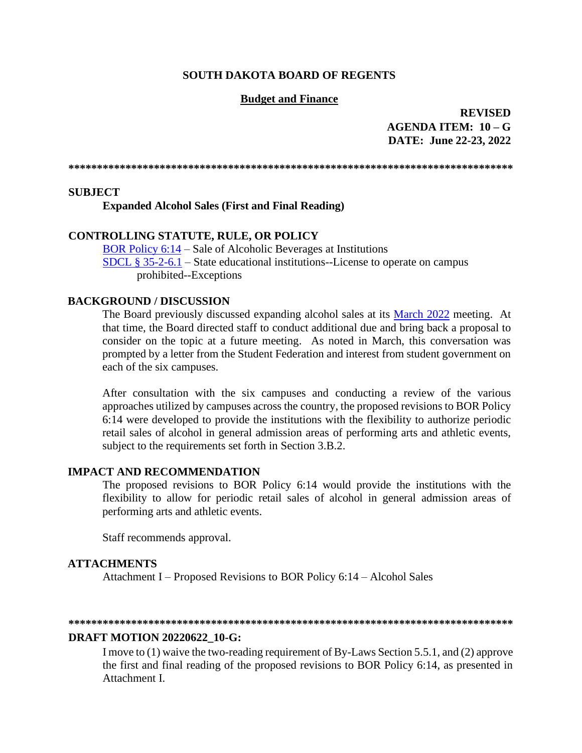**SOUTH DAKOTA BOARD OF REGENTS**

**Budget and Finance**

**REVISED**
**AGENDA ITEM: 10 – G**
**DATE: June 22-23, 2022**

**\*\*\*\*\*\*\*\*\*\*\*\*\*\*\*\*\*\*\*\*\*\*\*\*\*\*\*\*\*\*\*\*\*\*\*\*\*\*\*\*\*\*\*\*\*\*\*\*\*\*\*\*\*\*\*\*\*\*\*\*\*\*\*\*\*\*\*\*\*\*\*\*\*\*\*\*\*\*\*\***

**SUBJECT**

**Expanded Alcohol Sales (First and Final Reading)**

**CONTROLLING STATUTE, RULE, OR POLICY**

BOR Policy 6:14 – Sale of Alcoholic Beverages at Institutions
SDCL § 35-2-6.1 – State educational institutions--License to operate on campus prohibited--Exceptions

**BACKGROUND / DISCUSSION**

The Board previously discussed expanding alcohol sales at its March 2022 meeting. At that time, the Board directed staff to conduct additional due and bring back a proposal to consider on the topic at a future meeting. As noted in March, this conversation was prompted by a letter from the Student Federation and interest from student government on each of the six campuses.

After consultation with the six campuses and conducting a review of the various approaches utilized by campuses across the country, the proposed revisions to BOR Policy 6:14 were developed to provide the institutions with the flexibility to authorize periodic retail sales of alcohol in general admission areas of performing arts and athletic events, subject to the requirements set forth in Section 3.B.2.

**IMPACT AND RECOMMENDATION**

The proposed revisions to BOR Policy 6:14 would provide the institutions with the flexibility to allow for periodic retail sales of alcohol in general admission areas of performing arts and athletic events.

Staff recommends approval.

**ATTACHMENTS**

Attachment I – Proposed Revisions to BOR Policy 6:14 – Alcohol Sales

**\*\*\*\*\*\*\*\*\*\*\*\*\*\*\*\*\*\*\*\*\*\*\*\*\*\*\*\*\*\*\*\*\*\*\*\*\*\*\*\*\*\*\*\*\*\*\*\*\*\*\*\*\*\*\*\*\*\*\*\*\*\*\*\*\*\*\*\*\*\*\*\*\*\*\*\*\*\*\*\***

**DRAFT MOTION 20220622_10-G:**

I move to (1) waive the two-reading requirement of By-Laws Section 5.5.1, and (2) approve the first and final reading of the proposed revisions to BOR Policy 6:14, as presented in Attachment I.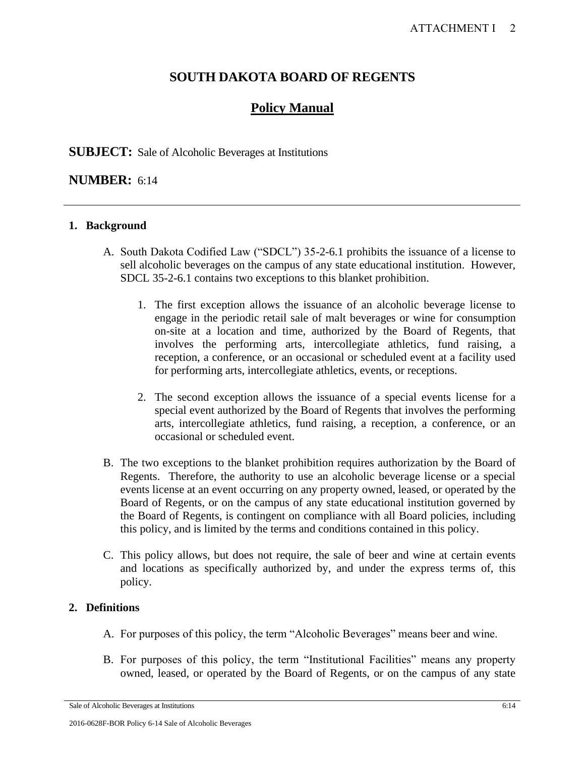# SOUTH DAKOTA BOARD OF REGENTS

## Policy Manual

**SUBJECT:** Sale of Alcoholic Beverages at Institutions

**NUMBER:** 6:14

---

**1. Background**

A. South Dakota Codified Law ("SDCL") 35-2-6.1 prohibits the issuance of a license to sell alcoholic beverages on the campus of any state educational institution. However, SDCL 35-2-6.1 contains two exceptions to this blanket prohibition.

1. The first exception allows the issuance of an alcoholic beverage license to engage in the periodic retail sale of malt beverages or wine for consumption on-site at a location and time, authorized by the Board of Regents, that involves the performing arts, intercollegiate athletics, fund raising, a reception, a conference, or an occasional or scheduled event at a facility used for performing arts, intercollegiate athletics, events, or receptions.

2. The second exception allows the issuance of a special events license for a special event authorized by the Board of Regents that involves the performing arts, intercollegiate athletics, fund raising, a reception, a conference, or an occasional or scheduled event.

B. The two exceptions to the blanket prohibition requires authorization by the Board of Regents. Therefore, the authority to use an alcoholic beverage license or a special events license at an event occurring on any property owned, leased, or operated by the Board of Regents, or on the campus of any state educational institution governed by the Board of Regents, is contingent on compliance with all Board policies, including this policy, and is limited by the terms and conditions contained in this policy.

C. This policy allows, but does not require, the sale of beer and wine at certain events and locations as specifically authorized by, and under the express terms of, this policy.

**2. Definitions**

A. For purposes of this policy, the term "Alcoholic Beverages" means beer and wine.

B. For purposes of this policy, the term "Institutional Facilities" means any property owned, leased, or operated by the Board of Regents, or on the campus of any state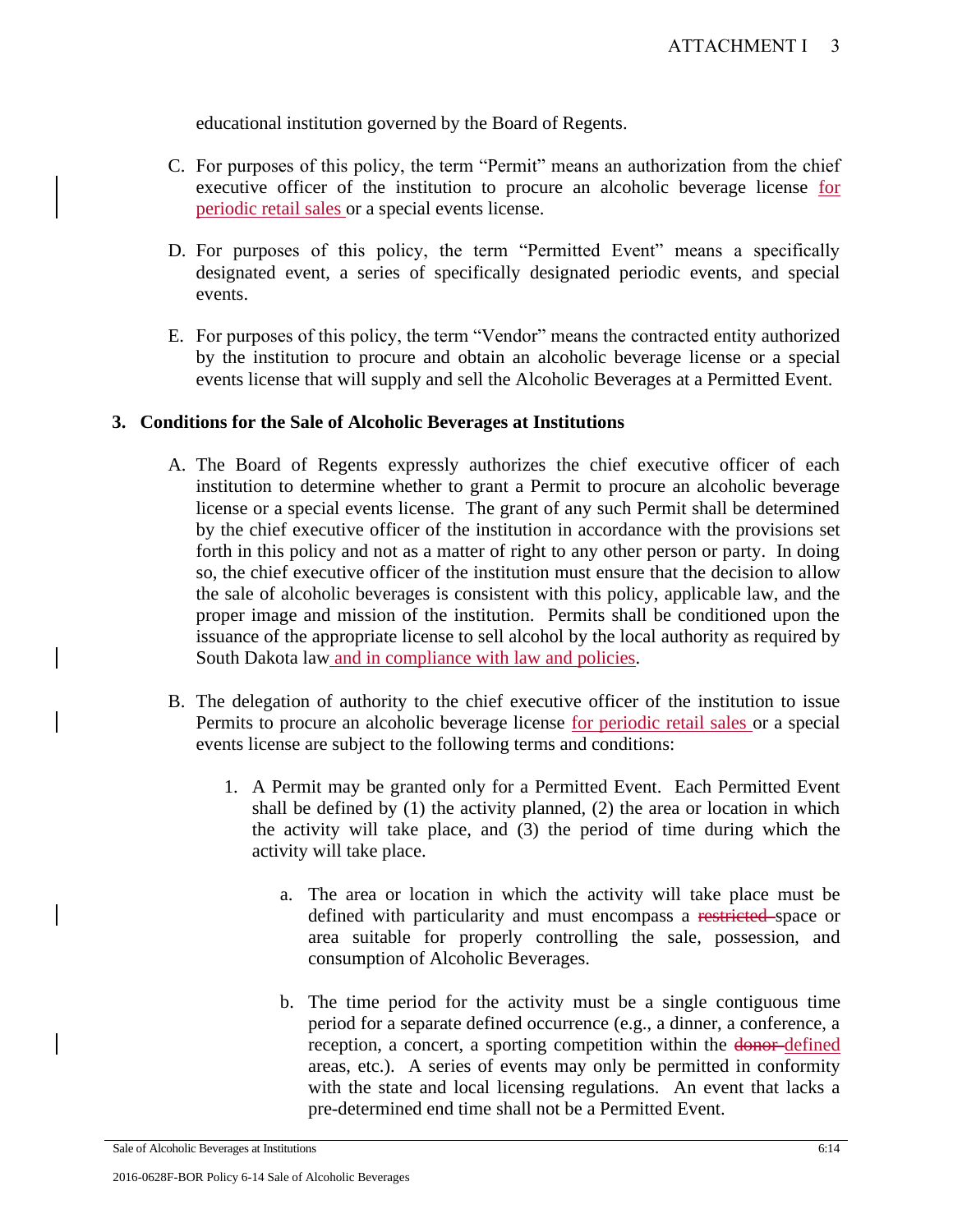educational institution governed by the Board of Regents.

C. For purposes of this policy, the term "Permit" means an authorization from the chief executive officer of the institution to procure an alcoholic beverage license for periodic retail sales or a special events license.

D. For purposes of this policy, the term "Permitted Event" means a specifically designated event, a series of specifically designated periodic events, and special events.

E. For purposes of this policy, the term "Vendor" means the contracted entity authorized by the institution to procure and obtain an alcoholic beverage license or a special events license that will supply and sell the Alcoholic Beverages at a Permitted Event.

**3. Conditions for the Sale of Alcoholic Beverages at Institutions**

A. The Board of Regents expressly authorizes the chief executive officer of each institution to determine whether to grant a Permit to procure an alcoholic beverage license or a special events license. The grant of any such Permit shall be determined by the chief executive officer of the institution in accordance with the provisions set forth in this policy and not as a matter of right to any other person or party. In doing so, the chief executive officer of the institution must ensure that the decision to allow the sale of alcoholic beverages is consistent with this policy, applicable law, and the proper image and mission of the institution. Permits shall be conditioned upon the issuance of the appropriate license to sell alcohol by the local authority as required by South Dakota law and in compliance with law and policies.

B. The delegation of authority to the chief executive officer of the institution to issue Permits to procure an alcoholic beverage license for periodic retail sales or a special events license are subject to the following terms and conditions:

1. A Permit may be granted only for a Permitted Event. Each Permitted Event shall be defined by (1) the activity planned, (2) the area or location in which the activity will take place, and (3) the period of time during which the activity will take place.

   a. The area or location in which the activity will take place must be defined with particularity and must encompass a ~~restricted~~ space or area suitable for properly controlling the sale, possession, and consumption of Alcoholic Beverages.

   b. The time period for the activity must be a single contiguous time period for a separate defined occurrence (e.g., a dinner, a conference, a reception, a concert, a sporting competition within the ~~donor~~ defined areas, etc.). A series of events may only be permitted in conformity with the state and local licensing regulations. An event that lacks a pre-determined end time shall not be a Permitted Event.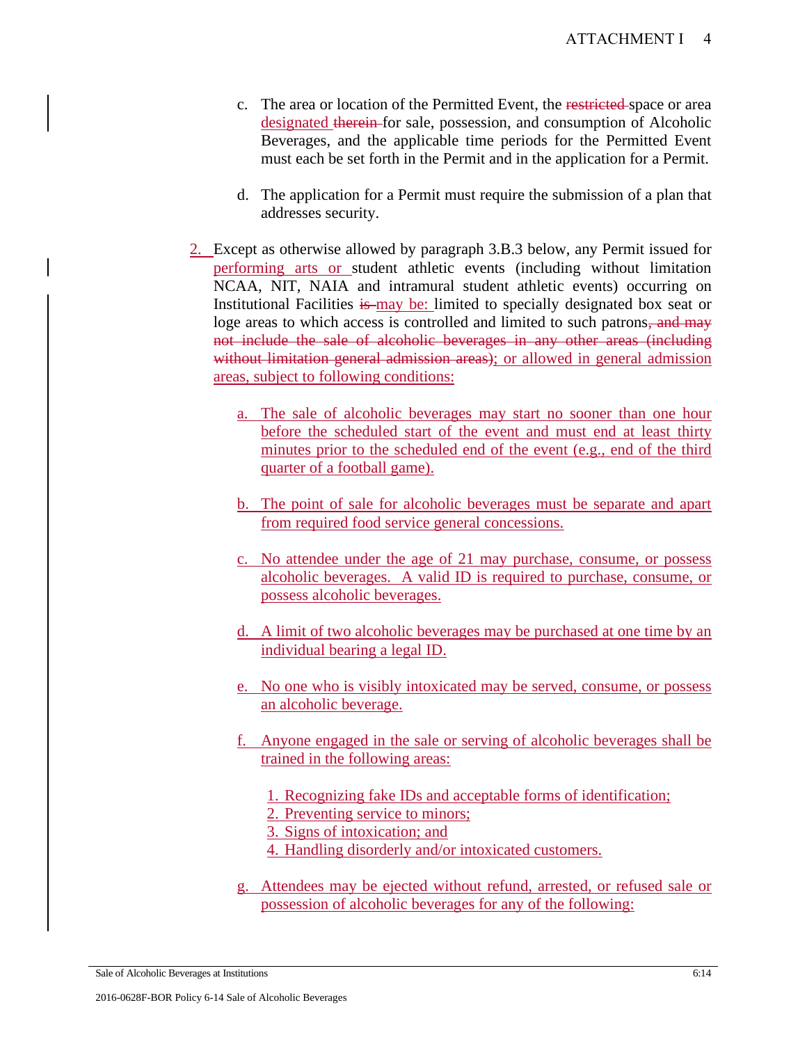c. The area or location of the Permitted Event, the ~~restricted~~ space or area designated ~~therein~~ for sale, possession, and consumption of Alcoholic Beverages, and the applicable time periods for the Permitted Event must each be set forth in the Permit and in the application for a Permit.

d. The application for a Permit must require the submission of a plan that addresses security.

2. Except as otherwise allowed by paragraph 3.B.3 below, any Permit issued for performing arts or student athletic events (including without limitation NCAA, NIT, NAIA and intramural student athletic events) occurring on Institutional Facilities ~~is~~ may be: limited to specially designated box seat or loge areas to which access is controlled and limited to such patrons~~, and may not include the sale of alcoholic beverages in any other areas (including without limitation general admission areas)~~; or allowed in general admission areas, subject to following conditions:

   a. The sale of alcoholic beverages may start no sooner than one hour before the scheduled start of the event and must end at least thirty minutes prior to the scheduled end of the event (e.g., end of the third quarter of a football game).

   b. The point of sale for alcoholic beverages must be separate and apart from required food service general concessions.

   c. No attendee under the age of 21 may purchase, consume, or possess alcoholic beverages. A valid ID is required to purchase, consume, or possess alcoholic beverages.

   d. A limit of two alcoholic beverages may be purchased at one time by an individual bearing a legal ID.

   e. No one who is visibly intoxicated may be served, consume, or possess an alcoholic beverage.

   f. Anyone engaged in the sale or serving of alcoholic beverages shall be trained in the following areas:

      1. Recognizing fake IDs and acceptable forms of identification;
      2. Preventing service to minors;
      3. Signs of intoxication; and
      4. Handling disorderly and/or intoxicated customers.

   g. Attendees may be ejected without refund, arrested, or refused sale or possession of alcoholic beverages for any of the following: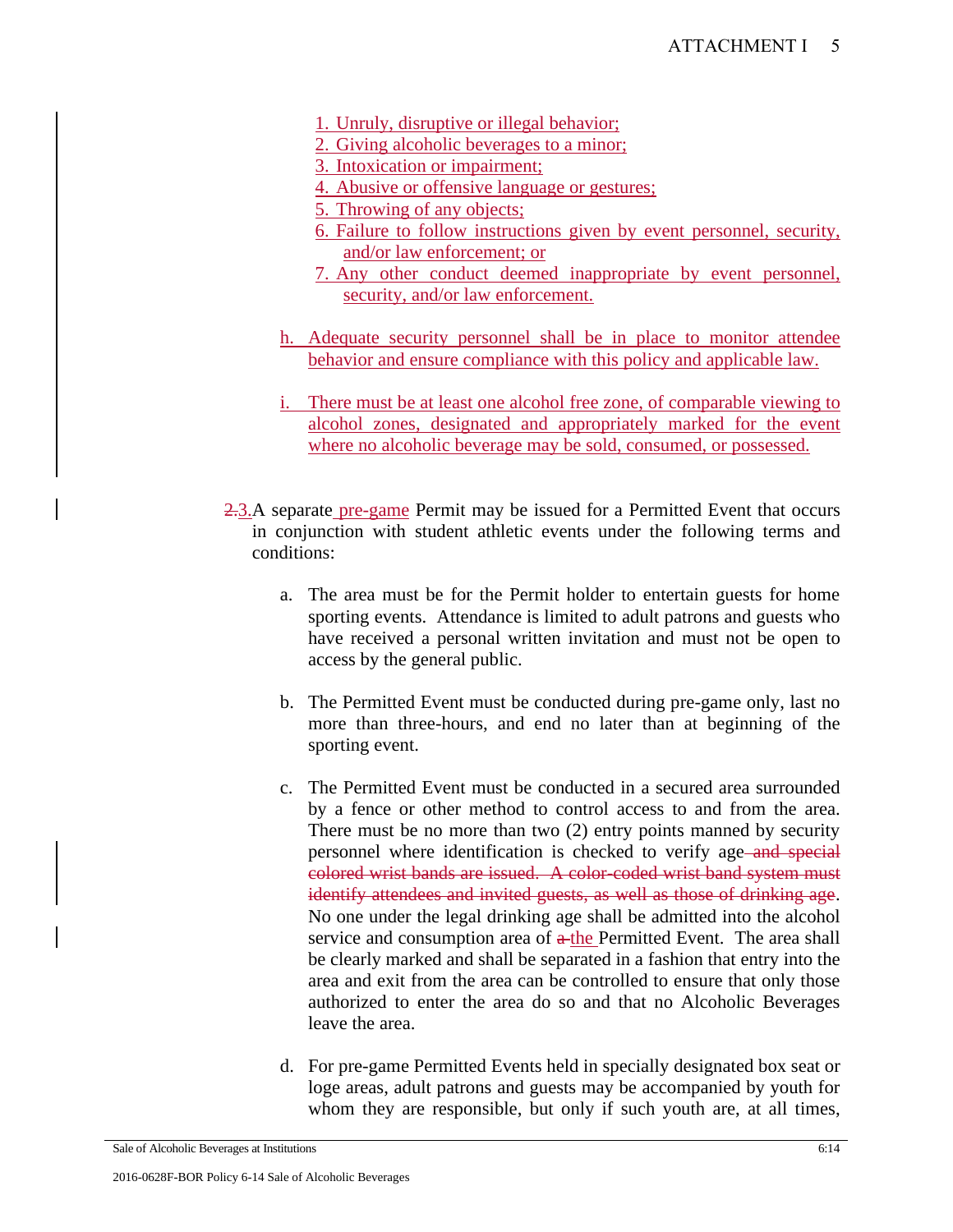1. Unruly, disruptive or illegal behavior;
2. Giving alcoholic beverages to a minor;
3. Intoxication or impairment;
4. Abusive or offensive language or gestures;
5. Throwing of any objects;
6. Failure to follow instructions given by event personnel, security, and/or law enforcement; or
7. Any other conduct deemed inappropriate by event personnel, security, and/or law enforcement.

h. Adequate security personnel shall be in place to monitor attendee behavior and ensure compliance with this policy and applicable law.

i. There must be at least one alcohol free zone, of comparable viewing to alcohol zones, designated and appropriately marked for the event where no alcoholic beverage may be sold, consumed, or possessed.

~~2.~~3. A separate pre-game Permit may be issued for a Permitted Event that occurs in conjunction with student athletic events under the following terms and conditions:

a. The area must be for the Permit holder to entertain guests for home sporting events. Attendance is limited to adult patrons and guests who have received a personal written invitation and must not be open to access by the general public.

b. The Permitted Event must be conducted during pre-game only, last no more than three-hours, and end no later than at beginning of the sporting event.

c. The Permitted Event must be conducted in a secured area surrounded by a fence or other method to control access to and from the area. There must be no more than two (2) entry points manned by security personnel where identification is checked to verify age ~~and special colored wrist bands are issued. A color-coded wrist band system must identify attendees and invited guests, as well as those of drinking age~~. No one under the legal drinking age shall be admitted into the alcohol service and consumption area of ~~a~~ the Permitted Event. The area shall be clearly marked and shall be separated in a fashion that entry into the area and exit from the area can be controlled to ensure that only those authorized to enter the area do so and that no Alcoholic Beverages leave the area.

d. For pre-game Permitted Events held in specially designated box seat or loge areas, adult patrons and guests may be accompanied by youth for whom they are responsible, but only if such youth are, at all times,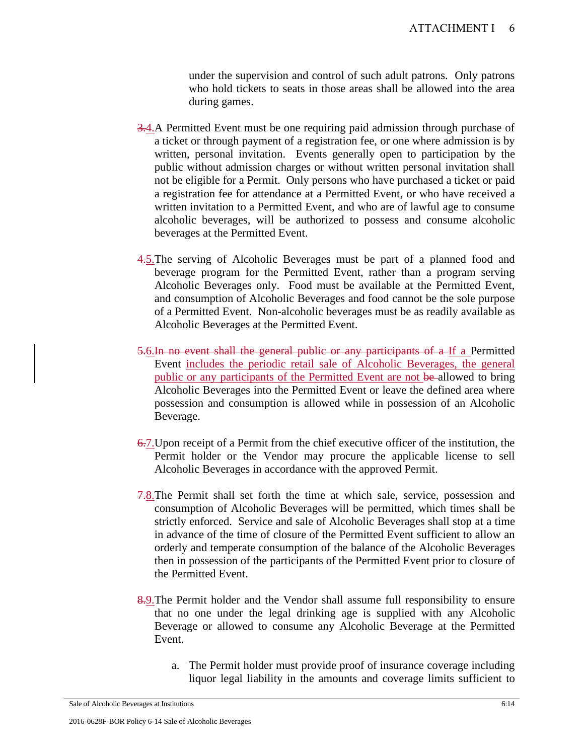under the supervision and control of such adult patrons. Only patrons who hold tickets to seats in those areas shall be allowed into the area during games.

~~3.~~4. A Permitted Event must be one requiring paid admission through purchase of a ticket or through payment of a registration fee, or one where admission is by written, personal invitation. Events generally open to participation by the public without admission charges or without written personal invitation shall not be eligible for a Permit. Only persons who have purchased a ticket or paid a registration fee for attendance at a Permitted Event, or who have received a written invitation to a Permitted Event, and who are of lawful age to consume alcoholic beverages, will be authorized to possess and consume alcoholic beverages at the Permitted Event.

~~4.~~5. The serving of Alcoholic Beverages must be part of a planned food and beverage program for the Permitted Event, rather than a program serving Alcoholic Beverages only. Food must be available at the Permitted Event, and consumption of Alcoholic Beverages and food cannot be the sole purpose of a Permitted Event. Non-alcoholic beverages must be as readily available as Alcoholic Beverages at the Permitted Event.

~~5.~~6. ~~In no event shall the general public or any participants of a~~ If a Permitted Event includes the periodic retail sale of Alcoholic Beverages, the general public or any participants of the Permitted Event are not ~~be~~ allowed to bring Alcoholic Beverages into the Permitted Event or leave the defined area where possession and consumption is allowed while in possession of an Alcoholic Beverage.

~~6.~~7. Upon receipt of a Permit from the chief executive officer of the institution, the Permit holder or the Vendor may procure the applicable license to sell Alcoholic Beverages in accordance with the approved Permit.

~~7.~~8. The Permit shall set forth the time at which sale, service, possession and consumption of Alcoholic Beverages will be permitted, which times shall be strictly enforced. Service and sale of Alcoholic Beverages shall stop at a time in advance of the time of closure of the Permitted Event sufficient to allow an orderly and temperate consumption of the balance of the Alcoholic Beverages then in possession of the participants of the Permitted Event prior to closure of the Permitted Event.

~~8.~~9. The Permit holder and the Vendor shall assume full responsibility to ensure that no one under the legal drinking age is supplied with any Alcoholic Beverage or allowed to consume any Alcoholic Beverage at the Permitted Event.

   a. The Permit holder must provide proof of insurance coverage including liquor legal liability in the amounts and coverage limits sufficient to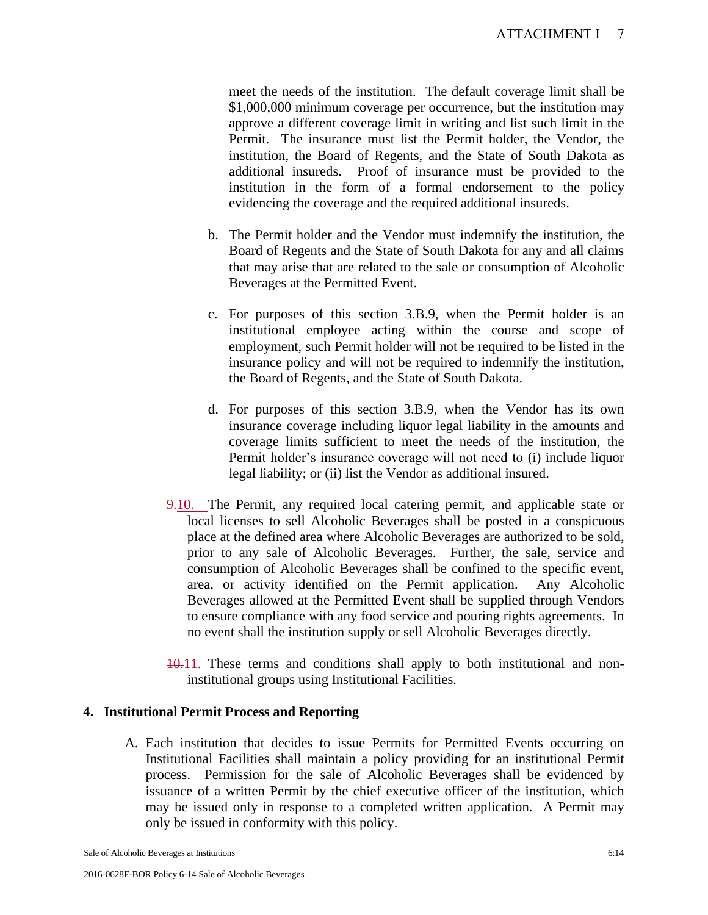meet the needs of the institution. The default coverage limit shall be $1,000,000 minimum coverage per occurrence, but the institution may approve a different coverage limit in writing and list such limit in the Permit. The insurance must list the Permit holder, the Vendor, the institution, the Board of Regents, and the State of South Dakota as additional insureds. Proof of insurance must be provided to the institution in the form of a formal endorsement to the policy evidencing the coverage and the required additional insureds.

b. The Permit holder and the Vendor must indemnify the institution, the Board of Regents and the State of South Dakota for any and all claims that may arise that are related to the sale or consumption of Alcoholic Beverages at the Permitted Event.

c. For purposes of this section 3.B.9, when the Permit holder is an institutional employee acting within the course and scope of employment, such Permit holder will not be required to be listed in the insurance policy and will not be required to indemnify the institution, the Board of Regents, and the State of South Dakota.

d. For purposes of this section 3.B.9, when the Vendor has its own insurance coverage including liquor legal liability in the amounts and coverage limits sufficient to meet the needs of the institution, the Permit holder's insurance coverage will not need to (i) include liquor legal liability; or (ii) list the Vendor as additional insured.

~~9.~~10. The Permit, any required local catering permit, and applicable state or local licenses to sell Alcoholic Beverages shall be posted in a conspicuous place at the defined area where Alcoholic Beverages are authorized to be sold, prior to any sale of Alcoholic Beverages. Further, the sale, service and consumption of Alcoholic Beverages shall be confined to the specific event, area, or activity identified on the Permit application. Any Alcoholic Beverages allowed at the Permitted Event shall be supplied through Vendors to ensure compliance with any food service and pouring rights agreements. In no event shall the institution supply or sell Alcoholic Beverages directly.

~~10.~~11. These terms and conditions shall apply to both institutional and non-institutional groups using Institutional Facilities.

## 4. Institutional Permit Process and Reporting

A. Each institution that decides to issue Permits for Permitted Events occurring on Institutional Facilities shall maintain a policy providing for an institutional Permit process. Permission for the sale of Alcoholic Beverages shall be evidenced by issuance of a written Permit by the chief executive officer of the institution, which may be issued only in response to a completed written application. A Permit may only be issued in conformity with this policy.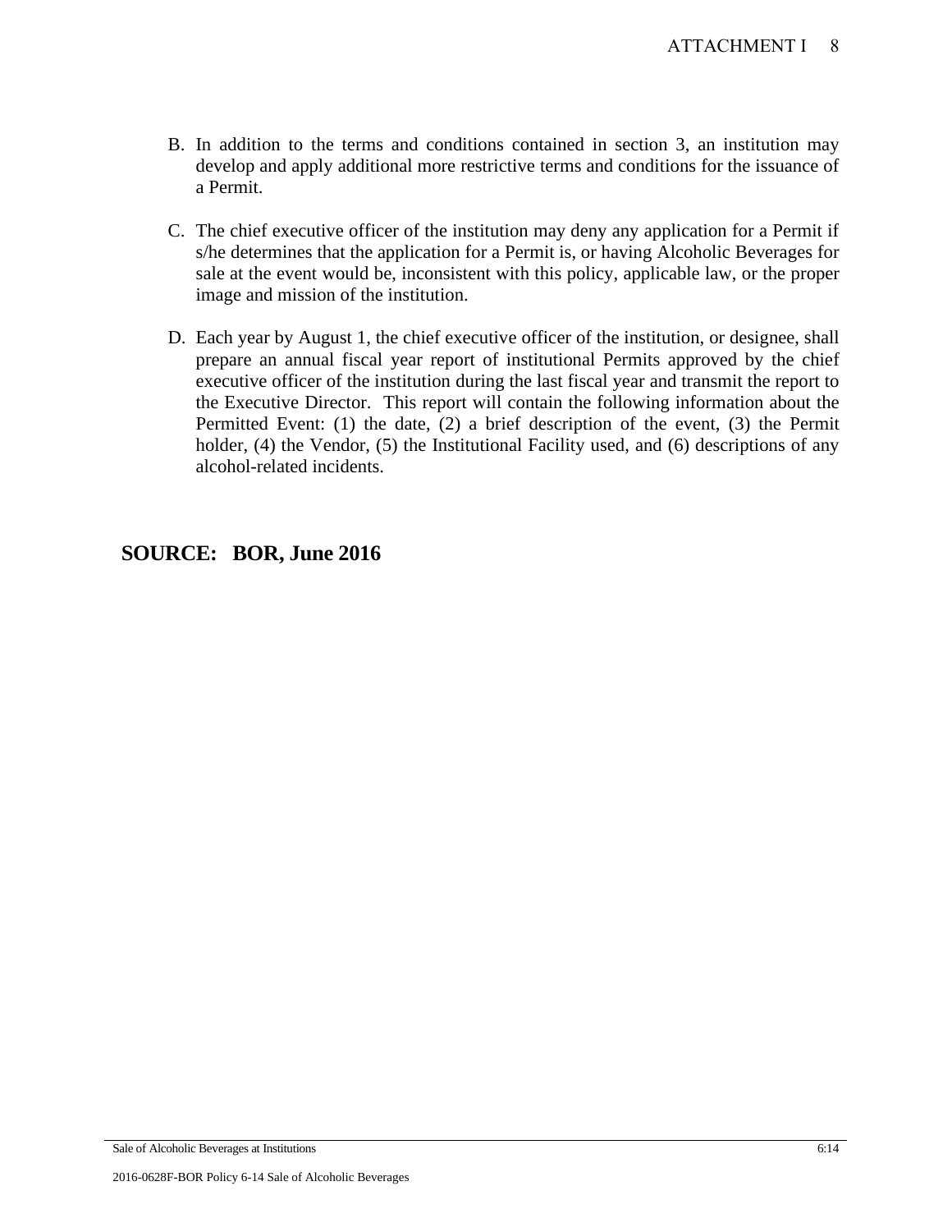B. In addition to the terms and conditions contained in section 3, an institution may develop and apply additional more restrictive terms and conditions for the issuance of a Permit.

C. The chief executive officer of the institution may deny any application for a Permit if s/he determines that the application for a Permit is, or having Alcoholic Beverages for sale at the event would be, inconsistent with this policy, applicable law, or the proper image and mission of the institution.

D. Each year by August 1, the chief executive officer of the institution, or designee, shall prepare an annual fiscal year report of institutional Permits approved by the chief executive officer of the institution during the last fiscal year and transmit the report to the Executive Director. This report will contain the following information about the Permitted Event: (1) the date, (2) a brief description of the event, (3) the Permit holder, (4) the Vendor, (5) the Institutional Facility used, and (6) descriptions of any alcohol-related incidents.

**SOURCE: BOR, June 2016**